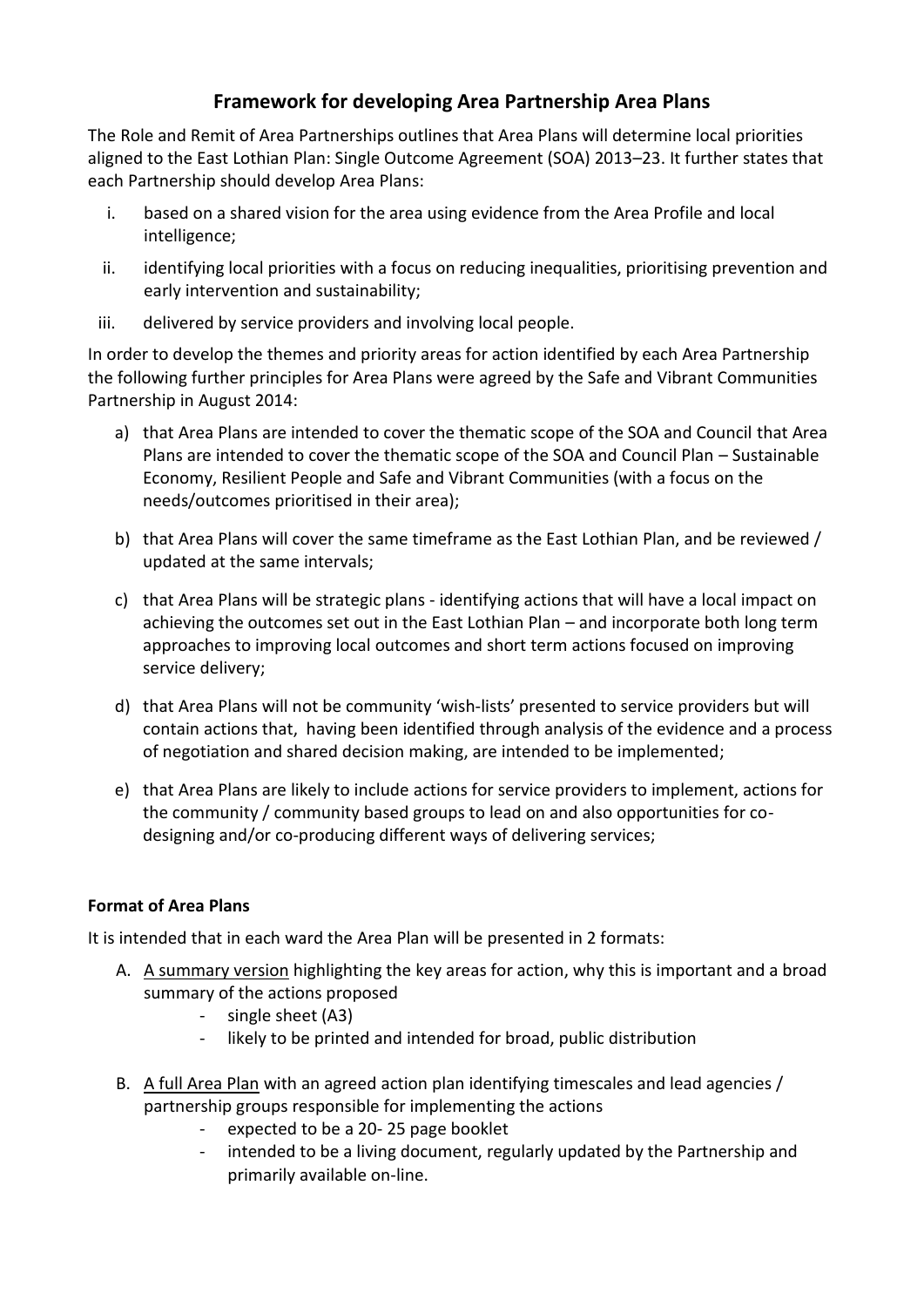# Framework for developing Area Partnership Area Plans

The Role and Remit of Area Partnerships outlines that Area Plans will determine local priorities aligned to the East Lothian Plan: Single Outcome Agreement (SOA) 2013–23. It further states that each Partnership should develop Area Plans:

i. based on a shared vision for the area using evidence from the Area Profile and local intelligence;
ii. identifying local priorities with a focus on reducing inequalities, prioritising prevention and early intervention and sustainability;
iii. delivered by service providers and involving local people.

In order to develop the themes and priority areas for action identified by each Area Partnership the following further principles for Area Plans were agreed by the Safe and Vibrant Communities Partnership in August 2014:

a) that Area Plans are intended to cover the thematic scope of the SOA and Council that Area Plans are intended to cover the thematic scope of the SOA and Council Plan – Sustainable Economy, Resilient People and Safe and Vibrant Communities (with a focus on the needs/outcomes prioritised in their area);

b) that Area Plans will cover the same timeframe as the East Lothian Plan, and be reviewed / updated at the same intervals;

c) that Area Plans will be strategic plans - identifying actions that will have a local impact on achieving the outcomes set out in the East Lothian Plan – and incorporate both long term approaches to improving local outcomes and short term actions focused on improving service delivery;

d) that Area Plans will not be community 'wish-lists' presented to service providers but will contain actions that, having been identified through analysis of the evidence and a process of negotiation and shared decision making, are intended to be implemented;

e) that Area Plans are likely to include actions for service providers to implement, actions for the community / community based groups to lead on and also opportunities for co-designing and/or co-producing different ways of delivering services;

**Format of Area Plans**

It is intended that in each ward the Area Plan will be presented in 2 formats:

A. <u>A summary version</u> highlighting the key areas for action, why this is important and a broad summary of the actions proposed
   - single sheet (A3)
   - likely to be printed and intended for broad, public distribution

B. <u>A full Area Plan</u> with an agreed action plan identifying timescales and lead agencies / partnership groups responsible for implementing the actions
   - expected to be a 20- 25 page booklet
   - intended to be a living document, regularly updated by the Partnership and primarily available on-line.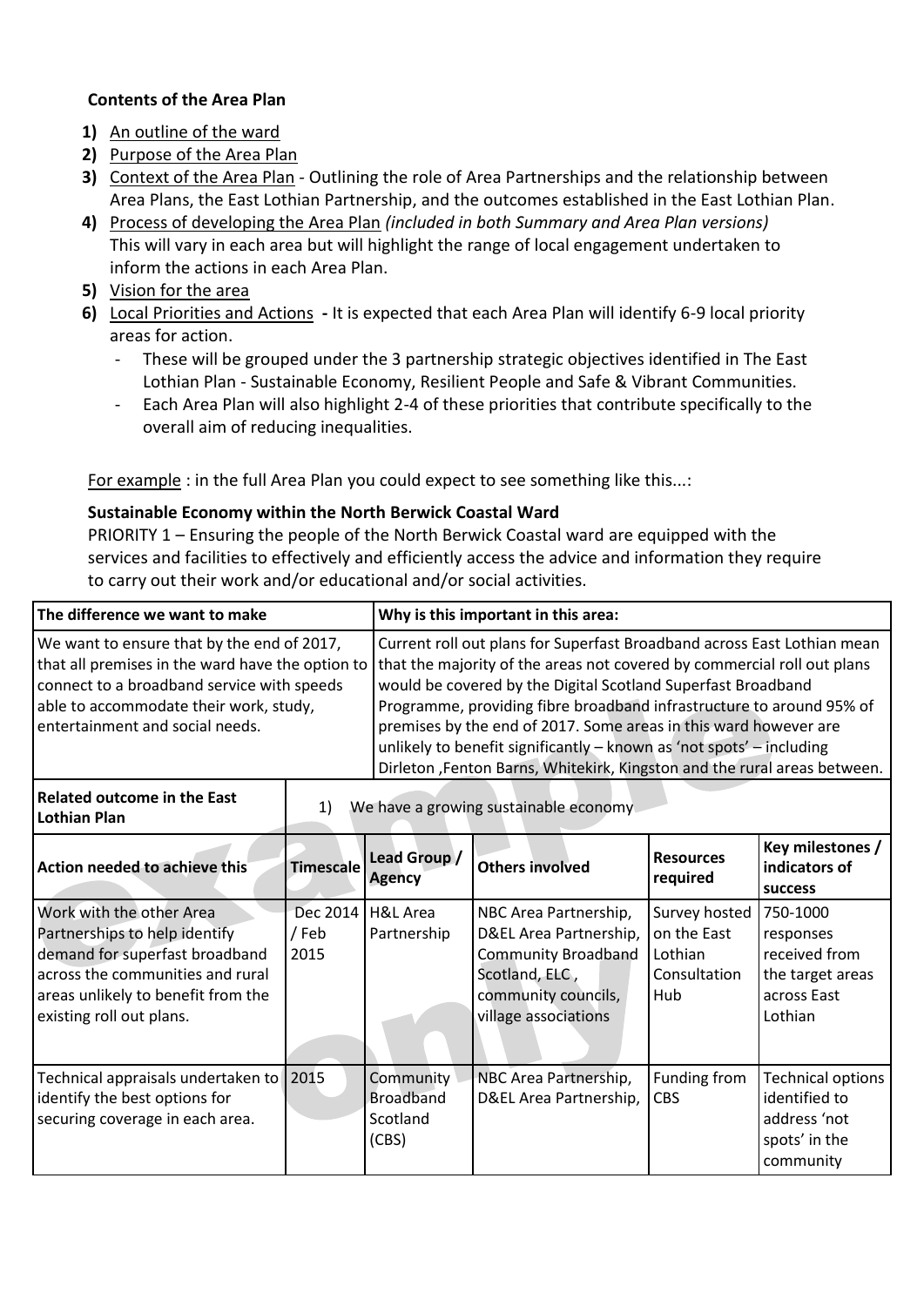**Contents of the Area Plan**

1) An outline of the ward
2) Purpose of the Area Plan
3) Context of the Area Plan - Outlining the role of Area Partnerships and the relationship between Area Plans, the East Lothian Partnership, and the outcomes established in the East Lothian Plan.
4) Process of developing the Area Plan *(included in both Summary and Area Plan versions)* This will vary in each area but will highlight the range of local engagement undertaken to inform the actions in each Area Plan.
5) Vision for the area
6) Local Priorities and Actions **-** It is expected that each Area Plan will identify 6-9 local priority areas for action.
   - These will be grouped under the 3 partnership strategic objectives identified in The East Lothian Plan - Sustainable Economy, Resilient People and Safe & Vibrant Communities.
   - Each Area Plan will also highlight 2-4 of these priorities that contribute specifically to the overall aim of reducing inequalities.

For example : in the full Area Plan you could expect to see something like this...:

**Sustainable Economy within the North Berwick Coastal Ward**

PRIORITY 1 – Ensuring the people of the North Berwick Coastal ward are equipped with the services and facilities to effectively and efficiently access the advice and information they require to carry out their work and/or educational and/or social activities.

| **The difference we want to make** | **Why is this important in this area:** |
|---|---|
| We want to ensure that by the end of 2017, that all premises in the ward have the option to connect to a broadband service with speeds able to accommodate their work, study, entertainment and social needs. | Current roll out plans for Superfast Broadband across East Lothian mean that the majority of the areas not covered by commercial roll out plans would be covered by the Digital Scotland Superfast Broadband Programme, providing fibre broadband infrastructure to around 95% of premises by the end of 2017. Some areas in this ward however are unlikely to benefit significantly – known as 'not spots' – including Dirleton ,Fenton Barns, Whitekirk, Kingston and the rural areas between. |

| **Related outcome in the East Lothian Plan** | 1) We have a growing sustainable economy |
|---|---|

| **Action needed to achieve this** | **Timescale** | **Lead Group / Agency** | **Others involved** | **Resources required** | **Key milestones / indicators of success** |
|---|---|---|---|---|---|
| Work with the other Area Partnerships to help identify demand for superfast broadband across the communities and rural areas unlikely to benefit from the existing roll out plans. | Dec 2014 / Feb 2015 | H&L Area Partnership | NBC Area Partnership, D&EL Area Partnership, Community Broadband Scotland, ELC , community councils, village associations | Survey hosted on the East Lothian Consultation Hub | 750-1000 responses received from the target areas across East Lothian |
| Technical appraisals undertaken to identify the best options for securing coverage in each area. | 2015 | Community Broadband Scotland (CBS) | NBC Area Partnership, D&EL Area Partnership, | Funding from CBS | Technical options identified to address 'not spots' in the community |